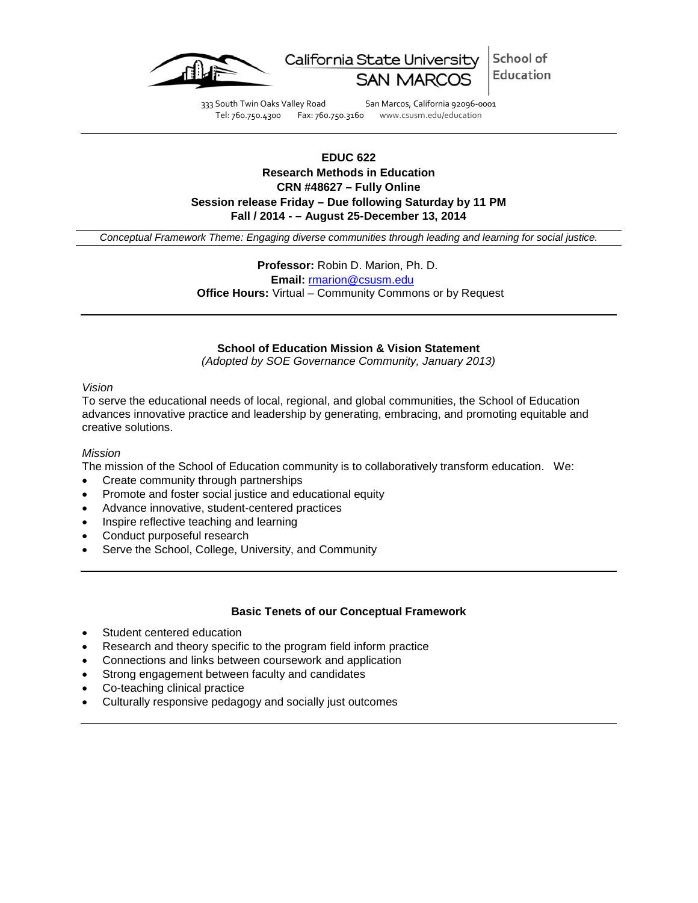California State University SAN MARCOS | School of Education

333 South Twin Oaks Valley Road San Marcos, California 92096-0001
Tel: 760.750.4300 Fax: 760.750.3160 www.csusm.edu/education

---

**EDUC 622**
**Research Methods in Education**
**CRN #48627 – Fully Online**
**Session release Friday – Due following Saturday by 11 PM**
**Fall / 2014 - – August 25-December 13, 2014**

*Conceptual Framework Theme: Engaging diverse communities through leading and learning for social justice.*

**Professor:** Robin D. Marion, Ph. D.
**Email:** rmarion@csusm.edu
**Office Hours:** Virtual – Community Commons or by Request

---

### School of Education Mission & Vision Statement

*(Adopted by SOE Governance Community, January 2013)*

*Vision*

To serve the educational needs of local, regional, and global communities, the School of Education advances innovative practice and leadership by generating, embracing, and promoting equitable and creative solutions.

*Mission*

The mission of the School of Education community is to collaboratively transform education. We:

- Create community through partnerships
- Promote and foster social justice and educational equity
- Advance innovative, student-centered practices
- Inspire reflective teaching and learning
- Conduct purposeful research
- Serve the School, College, University, and Community

---

### Basic Tenets of our Conceptual Framework

- Student centered education
- Research and theory specific to the program field inform practice
- Connections and links between coursework and application
- Strong engagement between faculty and candidates
- Co-teaching clinical practice
- Culturally responsive pedagogy and socially just outcomes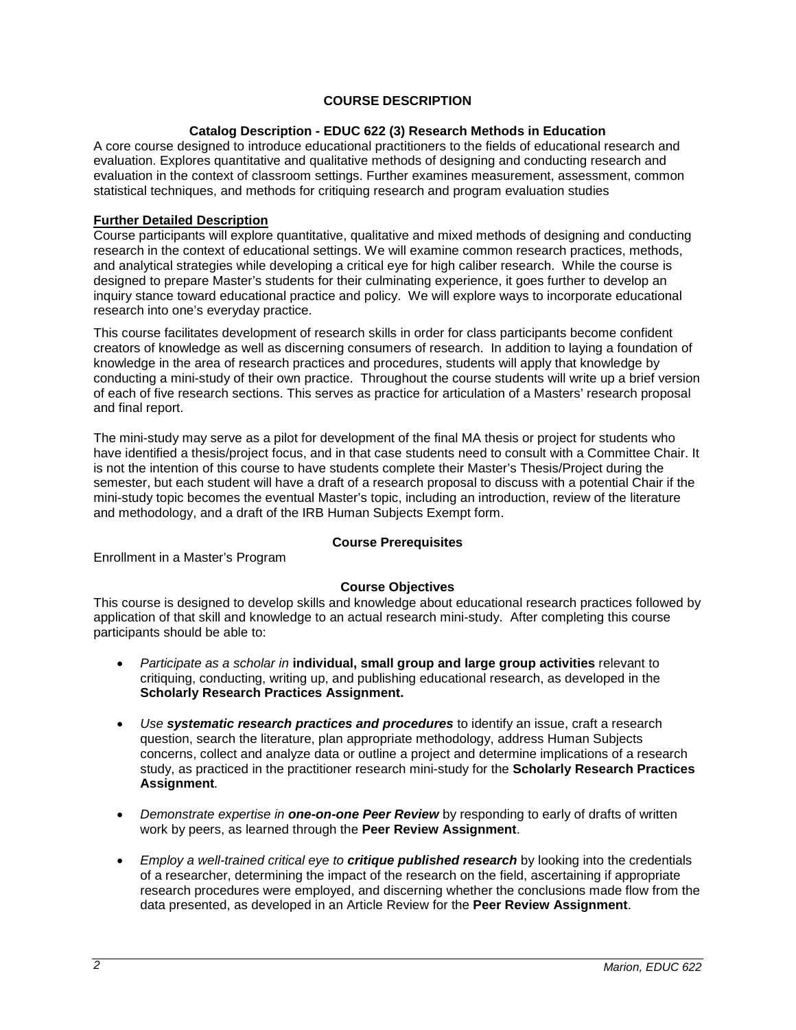## COURSE DESCRIPTION

### Catalog Description - EDUC 622 (3) Research Methods in Education

A core course designed to introduce educational practitioners to the fields of educational research and evaluation. Explores quantitative and qualitative methods of designing and conducting research and evaluation in the context of classroom settings. Further examines measurement, assessment, common statistical techniques, and methods for critiquing research and program evaluation studies

### Further Detailed Description

Course participants will explore quantitative, qualitative and mixed methods of designing and conducting research in the context of educational settings. We will examine common research practices, methods, and analytical strategies while developing a critical eye for high caliber research. While the course is designed to prepare Master's students for their culminating experience, it goes further to develop an inquiry stance toward educational practice and policy. We will explore ways to incorporate educational research into one's everyday practice.

This course facilitates development of research skills in order for class participants become confident creators of knowledge as well as discerning consumers of research. In addition to laying a foundation of knowledge in the area of research practices and procedures, students will apply that knowledge by conducting a mini-study of their own practice. Throughout the course students will write up a brief version of each of five research sections. This serves as practice for articulation of a Masters' research proposal and final report.

The mini-study may serve as a pilot for development of the final MA thesis or project for students who have identified a thesis/project focus, and in that case students need to consult with a Committee Chair. It is not the intention of this course to have students complete their Master's Thesis/Project during the semester, but each student will have a draft of a research proposal to discuss with a potential Chair if the mini-study topic becomes the eventual Master's topic, including an introduction, review of the literature and methodology, and a draft of the IRB Human Subjects Exempt form.

### Course Prerequisites

Enrollment in a Master's Program

### Course Objectives

This course is designed to develop skills and knowledge about educational research practices followed by application of that skill and knowledge to an actual research mini-study. After completing this course participants should be able to:

- *Participate as a scholar in* **individual, small group and large group activities** relevant to critiquing, conducting, writing up, and publishing educational research, as developed in the **Scholarly Research Practices Assignment.**
- *Use **systematic research practices and procedures*** to identify an issue, craft a research question, search the literature, plan appropriate methodology, address Human Subjects concerns, collect and analyze data or outline a project and determine implications of a research study, as practiced in the practitioner research mini-study for the **Scholarly Research Practices Assignment**.
- *Demonstrate expertise in **one-on-one Peer Review*** by responding to early of drafts of written work by peers, as learned through the **Peer Review Assignment**.
- *Employ a well-trained critical eye to **critique published research*** by looking into the credentials of a researcher, determining the impact of the research on the field, ascertaining if appropriate research procedures were employed, and discerning whether the conclusions made flow from the data presented, as developed in an Article Review for the **Peer Review Assignment**.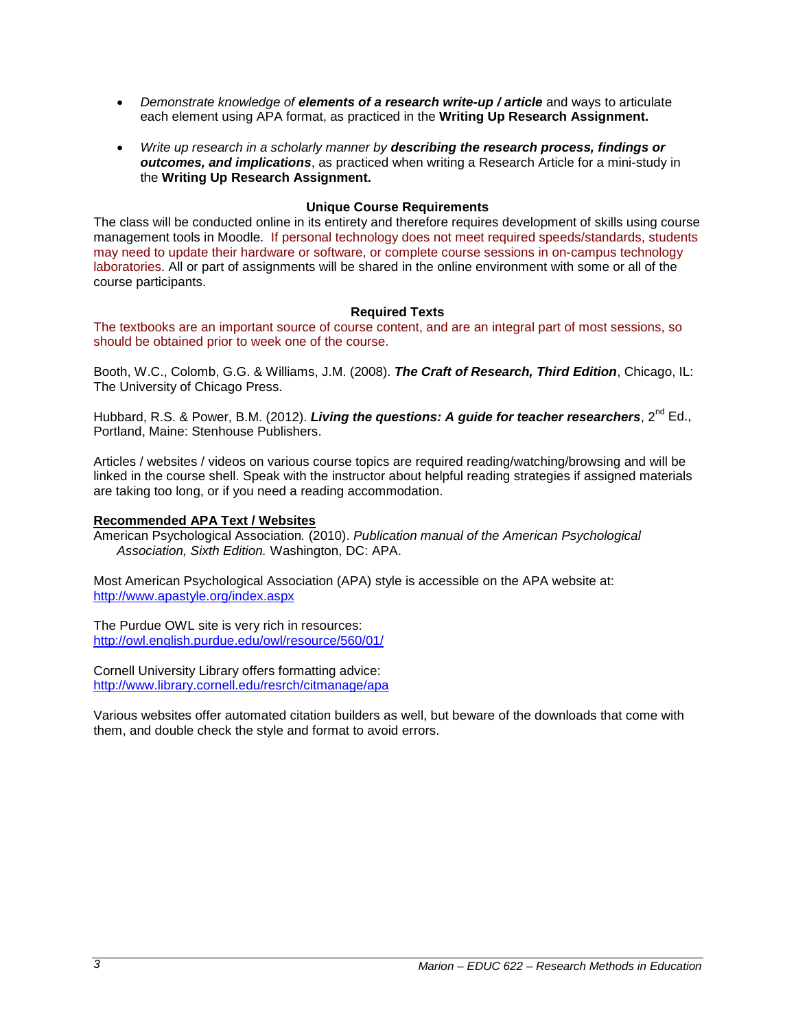- *Demonstrate knowledge of* ***elements of a research write-up / article*** and ways to articulate each element using APA format, as practiced in the **Writing Up Research Assignment.**

- *Write up research in a scholarly manner by* ***describing the research process, findings or outcomes, and implications***, as practiced when writing a Research Article for a mini-study in the **Writing Up Research Assignment.**

### Unique Course Requirements

The class will be conducted online in its entirety and therefore requires development of skills using course management tools in Moodle. If personal technology does not meet required speeds/standards, students may need to update their hardware or software, or complete course sessions in on-campus technology laboratories. All or part of assignments will be shared in the online environment with some or all of the course participants.

### Required Texts

The textbooks are an important source of course content, and are an integral part of most sessions, so should be obtained prior to week one of the course.

Booth, W.C., Colomb, G.G. & Williams, J.M. (2008). ***The Craft of Research, Third Edition***, Chicago, IL: The University of Chicago Press.

Hubbard, R.S. & Power, B.M. (2012). ***Living the questions: A guide for teacher researchers***, 2nd Ed., Portland, Maine: Stenhouse Publishers.

Articles / websites / videos on various course topics are required reading/watching/browsing and will be linked in the course shell. Speak with the instructor about helpful reading strategies if assigned materials are taking too long, or if you need a reading accommodation.

**Recommended APA Text / Websites**

American Psychological Association. (2010). *Publication manual of the American Psychological Association, Sixth Edition.* Washington, DC: APA.

Most American Psychological Association (APA) style is accessible on the APA website at:
http://www.apastyle.org/index.aspx

The Purdue OWL site is very rich in resources:
http://owl.english.purdue.edu/owl/resource/560/01/

Cornell University Library offers formatting advice:
http://www.library.cornell.edu/resrch/citmanage/apa

Various websites offer automated citation builders as well, but beware of the downloads that come with them, and double check the style and format to avoid errors.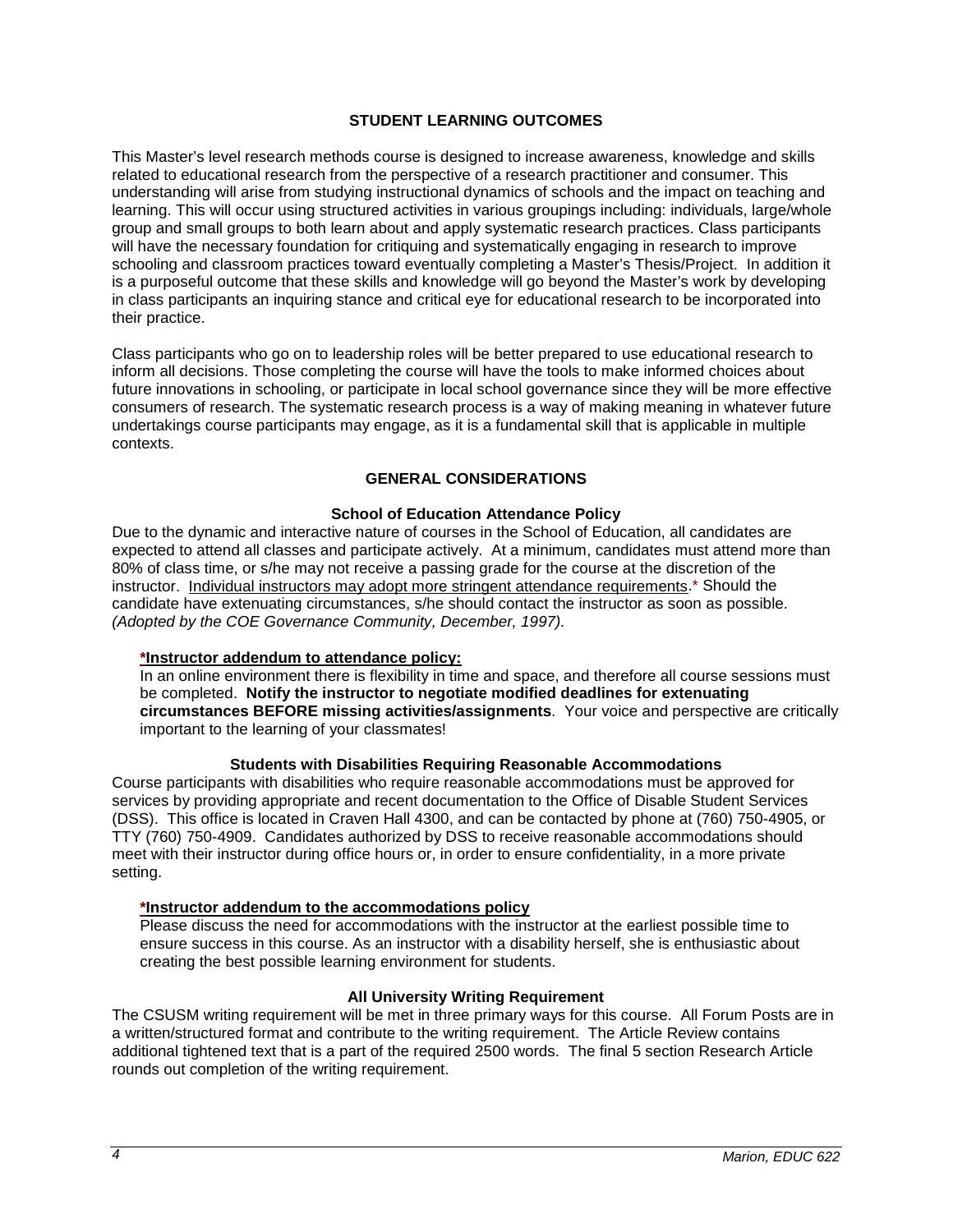## STUDENT LEARNING OUTCOMES

This Master's level research methods course is designed to increase awareness, knowledge and skills related to educational research from the perspective of a research practitioner and consumer. This understanding will arise from studying instructional dynamics of schools and the impact on teaching and learning. This will occur using structured activities in various groupings including: individuals, large/whole group and small groups to both learn about and apply systematic research practices. Class participants will have the necessary foundation for critiquing and systematically engaging in research to improve schooling and classroom practices toward eventually completing a Master's Thesis/Project. In addition it is a purposeful outcome that these skills and knowledge will go beyond the Master's work by developing in class participants an inquiring stance and critical eye for educational research to be incorporated into their practice.

Class participants who go on to leadership roles will be better prepared to use educational research to inform all decisions. Those completing the course will have the tools to make informed choices about future innovations in schooling, or participate in local school governance since they will be more effective consumers of research. The systematic research process is a way of making meaning in whatever future undertakings course participants may engage, as it is a fundamental skill that is applicable in multiple contexts.

## GENERAL CONSIDERATIONS

### School of Education Attendance Policy

Due to the dynamic and interactive nature of courses in the School of Education, all candidates are expected to attend all classes and participate actively. At a minimum, candidates must attend more than 80% of class time, or s/he may not receive a passing grade for the course at the discretion of the instructor. Individual instructors may adopt more stringent attendance requirements.* Should the candidate have extenuating circumstances, s/he should contact the instructor as soon as possible. *(Adopted by the COE Governance Community, December, 1997).*

**\*Instructor addendum to attendance policy:**

In an online environment there is flexibility in time and space, and therefore all course sessions must be completed. **Notify the instructor to negotiate modified deadlines for extenuating circumstances BEFORE missing activities/assignments**. Your voice and perspective are critically important to the learning of your classmates!

### Students with Disabilities Requiring Reasonable Accommodations

Course participants with disabilities who require reasonable accommodations must be approved for services by providing appropriate and recent documentation to the Office of Disable Student Services (DSS). This office is located in Craven Hall 4300, and can be contacted by phone at (760) 750-4905, or TTY (760) 750-4909. Candidates authorized by DSS to receive reasonable accommodations should meet with their instructor during office hours or, in order to ensure confidentiality, in a more private setting.

**\*Instructor addendum to the accommodations policy**

Please discuss the need for accommodations with the instructor at the earliest possible time to ensure success in this course. As an instructor with a disability herself, she is enthusiastic about creating the best possible learning environment for students.

### All University Writing Requirement

The CSUSM writing requirement will be met in three primary ways for this course. All Forum Posts are in a written/structured format and contribute to the writing requirement. The Article Review contains additional tightened text that is a part of the required 2500 words. The final 5 section Research Article rounds out completion of the writing requirement.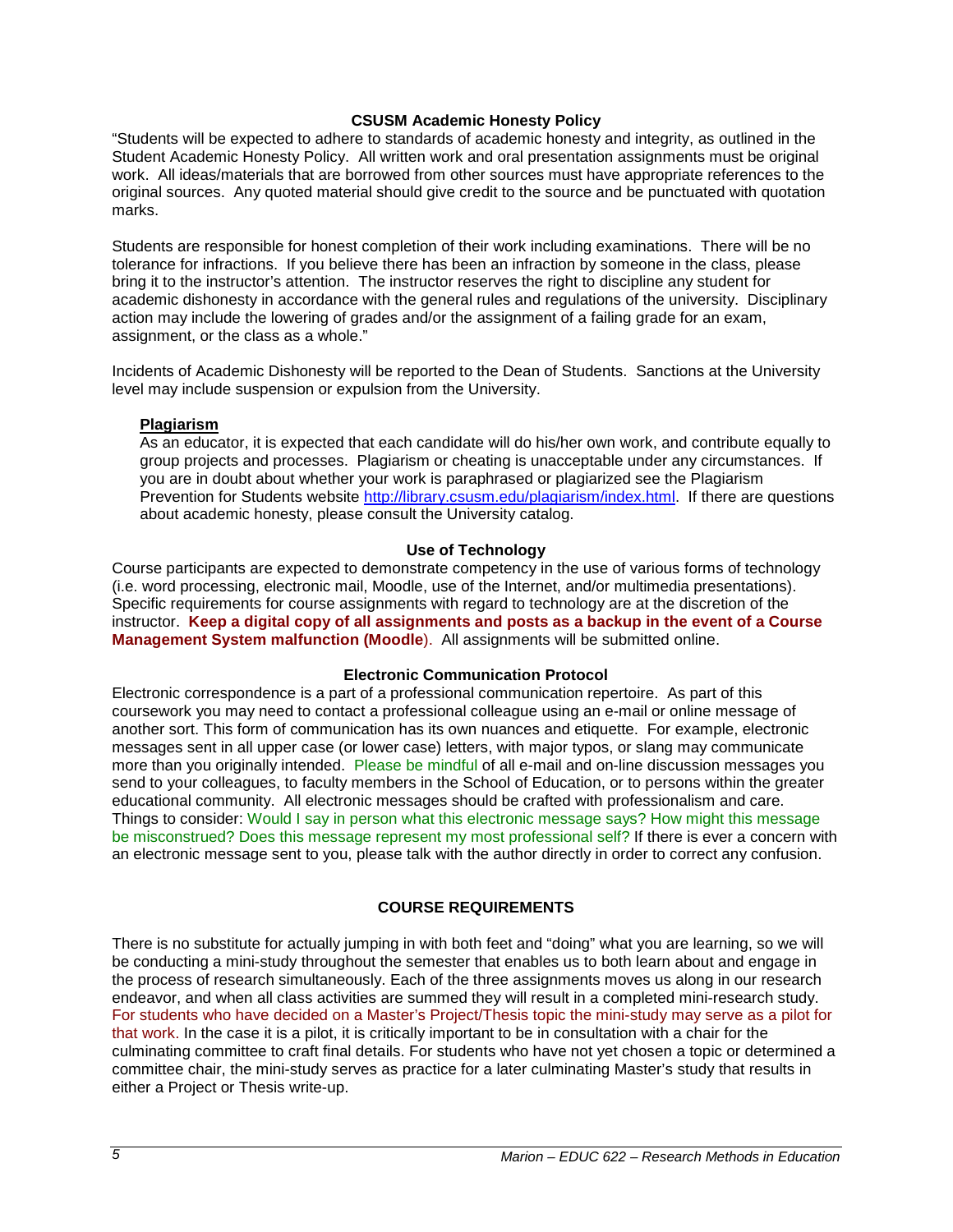## CSUSM Academic Honesty Policy

"Students will be expected to adhere to standards of academic honesty and integrity, as outlined in the Student Academic Honesty Policy. All written work and oral presentation assignments must be original work. All ideas/materials that are borrowed from other sources must have appropriate references to the original sources. Any quoted material should give credit to the source and be punctuated with quotation marks.

Students are responsible for honest completion of their work including examinations. There will be no tolerance for infractions. If you believe there has been an infraction by someone in the class, please bring it to the instructor's attention. The instructor reserves the right to discipline any student for academic dishonesty in accordance with the general rules and regulations of the university. Disciplinary action may include the lowering of grades and/or the assignment of a failing grade for an exam, assignment, or the class as a whole."

Incidents of Academic Dishonesty will be reported to the Dean of Students. Sanctions at the University level may include suspension or expulsion from the University.

### Plagiarism

As an educator, it is expected that each candidate will do his/her own work, and contribute equally to group projects and processes. Plagiarism or cheating is unacceptable under any circumstances. If you are in doubt about whether your work is paraphrased or plagiarized see the Plagiarism Prevention for Students website http://library.csusm.edu/plagiarism/index.html. If there are questions about academic honesty, please consult the University catalog.

## Use of Technology

Course participants are expected to demonstrate competency in the use of various forms of technology (i.e. word processing, electronic mail, Moodle, use of the Internet, and/or multimedia presentations). Specific requirements for course assignments with regard to technology are at the discretion of the instructor. **Keep a digital copy of all assignments and posts as a backup in the event of a Course Management System malfunction (Moodle**). All assignments will be submitted online.

## Electronic Communication Protocol

Electronic correspondence is a part of a professional communication repertoire. As part of this coursework you may need to contact a professional colleague using an e-mail or online message of another sort. This form of communication has its own nuances and etiquette. For example, electronic messages sent in all upper case (or lower case) letters, with major typos, or slang may communicate more than you originally intended. Please be mindful of all e-mail and on-line discussion messages you send to your colleagues, to faculty members in the School of Education, or to persons within the greater educational community. All electronic messages should be crafted with professionalism and care. Things to consider: Would I say in person what this electronic message says? How might this message be misconstrued? Does this message represent my most professional self? If there is ever a concern with an electronic message sent to you, please talk with the author directly in order to correct any confusion.

## COURSE REQUIREMENTS

There is no substitute for actually jumping in with both feet and "doing" what you are learning, so we will be conducting a mini-study throughout the semester that enables us to both learn about and engage in the process of research simultaneously. Each of the three assignments moves us along in our research endeavor, and when all class activities are summed they will result in a completed mini-research study. For students who have decided on a Master's Project/Thesis topic the mini-study may serve as a pilot for that work. In the case it is a pilot, it is critically important to be in consultation with a chair for the culminating committee to craft final details. For students who have not yet chosen a topic or determined a committee chair, the mini-study serves as practice for a later culminating Master's study that results in either a Project or Thesis write-up.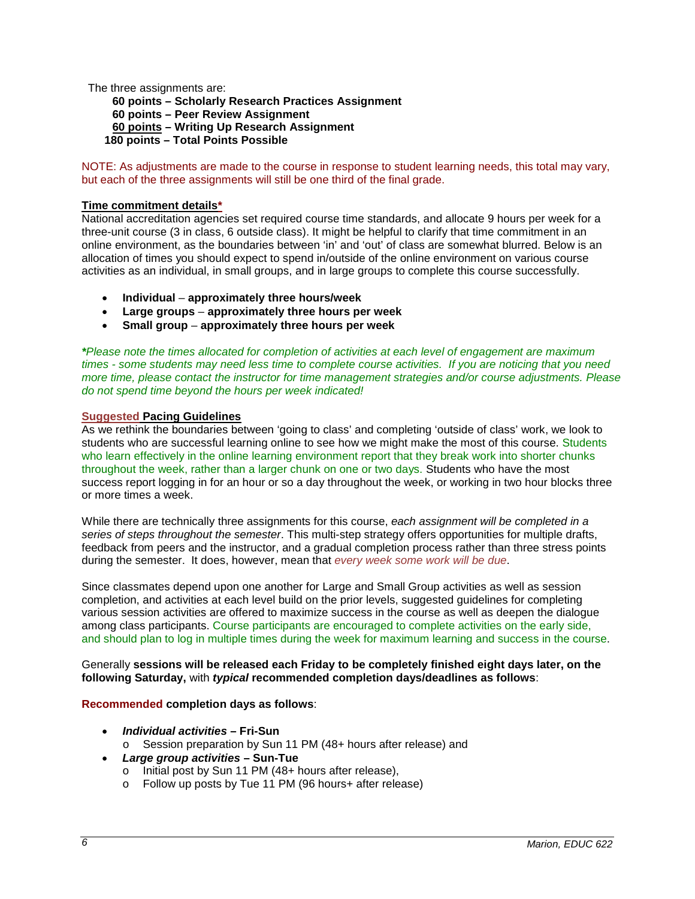The three assignments are:

**60 points – Scholarly Research Practices Assignment**
**60 points – Peer Review Assignment**
**60 points – Writing Up Research Assignment**
**180 points – Total Points Possible**

NOTE: As adjustments are made to the course in response to student learning needs, this total may vary, but each of the three assignments will still be one third of the final grade.

**Time commitment details***

National accreditation agencies set required course time standards, and allocate 9 hours per week for a three-unit course (3 in class, 6 outside class). It might be helpful to clarify that time commitment in an online environment, as the boundaries between 'in' and 'out' of class are somewhat blurred. Below is an allocation of times you should expect to spend in/outside of the online environment on various course activities as an individual, in small groups, and in large groups to complete this course successfully.

- **Individual** – **approximately three hours/week**
- **Large groups** – **approximately three hours per week**
- **Small group** – **approximately three hours per week**

***Please note the times allocated for completion of activities at each level of engagement are maximum times - some students may need less time to complete course activities. If you are noticing that you need more time, please contact the instructor for time management strategies and/or course adjustments. Please do not spend time beyond the hours per week indicated!*

**Suggested Pacing Guidelines**

As we rethink the boundaries between 'going to class' and completing 'outside of class' work, we look to students who are successful learning online to see how we might make the most of this course. Students who learn effectively in the online learning environment report that they break work into shorter chunks throughout the week, rather than a larger chunk on one or two days. Students who have the most success report logging in for an hour or so a day throughout the week, or working in two hour blocks three or more times a week.

While there are technically three assignments for this course, *each assignment will be completed in a series of steps throughout the semester*. This multi-step strategy offers opportunities for multiple drafts, feedback from peers and the instructor, and a gradual completion process rather than three stress points during the semester. It does, however, mean that *every week some work will be due*.

Since classmates depend upon one another for Large and Small Group activities as well as session completion, and activities at each level build on the prior levels, suggested guidelines for completing various session activities are offered to maximize success in the course as well as deepen the dialogue among class participants. Course participants are encouraged to complete activities on the early side, and should plan to log in multiple times during the week for maximum learning and success in the course.

Generally **sessions will be released each Friday to be completely finished eight days later, on the following Saturday,** with ***typical*** **recommended completion days/deadlines as follows**:

**Recommended completion days as follows**:

- ***Individual activities*** **– Fri-Sun**
  - Session preparation by Sun 11 PM (48+ hours after release) and
- ***Large group activities*** **– Sun-Tue**
  - Initial post by Sun 11 PM (48+ hours after release),
  - Follow up posts by Tue 11 PM (96 hours+ after release)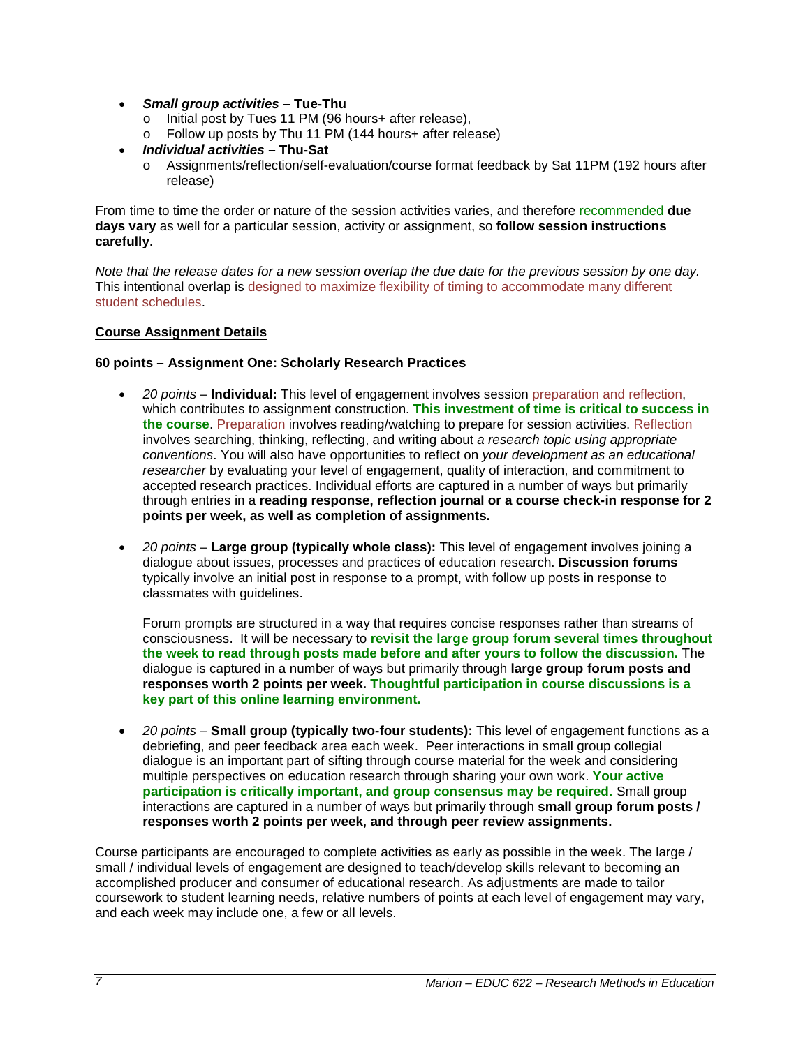- ***Small group activities* – Tue-Thu**
  - Initial post by Tues 11 PM (96 hours+ after release),
  - Follow up posts by Thu 11 PM (144 hours+ after release)
- ***Individual activities* – Thu-Sat**
  - Assignments/reflection/self-evaluation/course format feedback by Sat 11PM (192 hours after release)

From time to time the order or nature of the session activities varies, and therefore recommended **due days vary** as well for a particular session, activity or assignment, so **follow session instructions carefully**.

*Note that the release dates for a new session overlap the due date for the previous session by one day.* This intentional overlap is designed to maximize flexibility of timing to accommodate many different student schedules.

**Course Assignment Details**

**60 points – Assignment One: Scholarly Research Practices**

- *20 points* – **Individual:** This level of engagement involves session preparation and reflection, which contributes to assignment construction. **This investment of time is critical to success in the course**. Preparation involves reading/watching to prepare for session activities. Reflection involves searching, thinking, reflecting, and writing about *a research topic using appropriate conventions*. You will also have opportunities to reflect on *your development as an educational researcher* by evaluating your level of engagement, quality of interaction, and commitment to accepted research practices. Individual efforts are captured in a number of ways but primarily through entries in a **reading response, reflection journal or a course check-in response for 2 points per week, as well as completion of assignments.**

- *20 points* – **Large group (typically whole class):** This level of engagement involves joining a dialogue about issues, processes and practices of education research. **Discussion forums** typically involve an initial post in response to a prompt, with follow up posts in response to classmates with guidelines.

  Forum prompts are structured in a way that requires concise responses rather than streams of consciousness. It will be necessary to **revisit the large group forum several times throughout the week to read through posts made before and after yours to follow the discussion.** The dialogue is captured in a number of ways but primarily through **large group forum posts and responses worth 2 points per week. Thoughtful participation in course discussions is a key part of this online learning environment.**

- *20 points* – **Small group (typically two-four students):** This level of engagement functions as a debriefing, and peer feedback area each week. Peer interactions in small group collegial dialogue is an important part of sifting through course material for the week and considering multiple perspectives on education research through sharing your own work. **Your active participation is critically important, and group consensus may be required.** Small group interactions are captured in a number of ways but primarily through **small group forum posts / responses worth 2 points per week, and through peer review assignments.**

Course participants are encouraged to complete activities as early as possible in the week. The large / small / individual levels of engagement are designed to teach/develop skills relevant to becoming an accomplished producer and consumer of educational research. As adjustments are made to tailor coursework to student learning needs, relative numbers of points at each level of engagement may vary, and each week may include one, a few or all levels.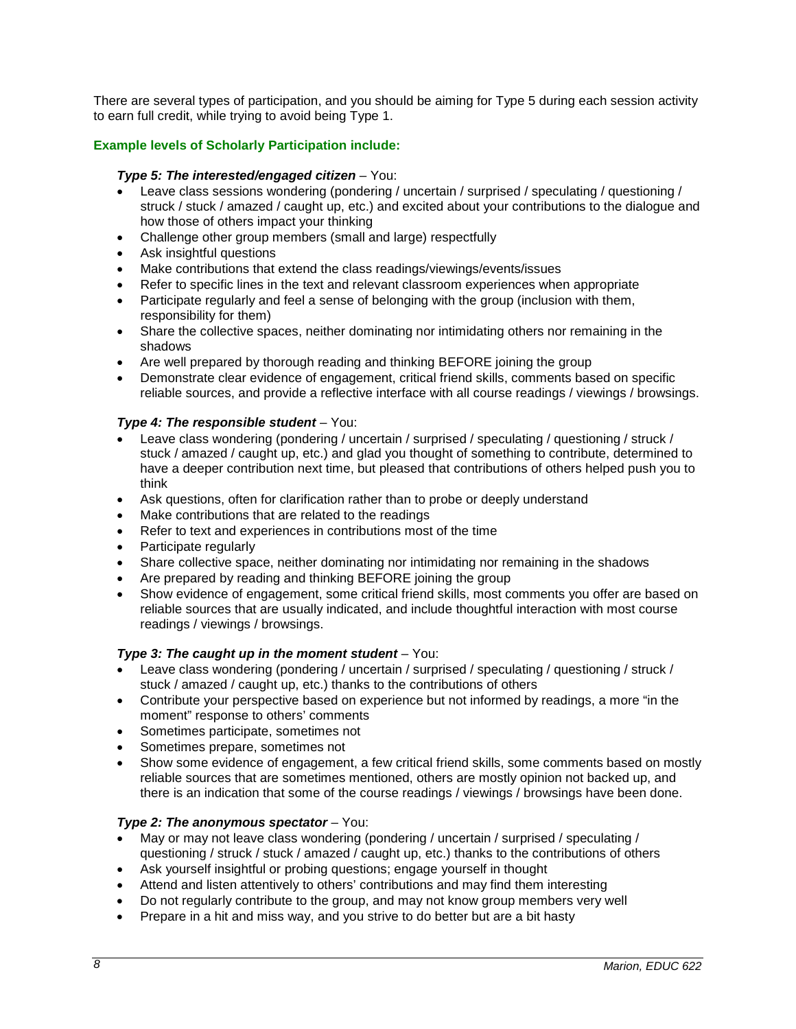There are several types of participation, and you should be aiming for Type 5 during each session activity to earn full credit, while trying to avoid being Type 1.

**Example levels of Scholarly Participation include:**

***Type 5: The interested/engaged citizen*** – You:

- Leave class sessions wondering (pondering / uncertain / surprised / speculating / questioning / struck / stuck / amazed / caught up, etc.) and excited about your contributions to the dialogue and how those of others impact your thinking
- Challenge other group members (small and large) respectfully
- Ask insightful questions
- Make contributions that extend the class readings/viewings/events/issues
- Refer to specific lines in the text and relevant classroom experiences when appropriate
- Participate regularly and feel a sense of belonging with the group (inclusion with them, responsibility for them)
- Share the collective spaces, neither dominating nor intimidating others nor remaining in the shadows
- Are well prepared by thorough reading and thinking BEFORE joining the group
- Demonstrate clear evidence of engagement, critical friend skills, comments based on specific reliable sources, and provide a reflective interface with all course readings / viewings / browsings.

***Type 4: The responsible student*** – You:

- Leave class wondering (pondering / uncertain / surprised / speculating / questioning / struck / stuck / amazed / caught up, etc.) and glad you thought of something to contribute, determined to have a deeper contribution next time, but pleased that contributions of others helped push you to think
- Ask questions, often for clarification rather than to probe or deeply understand
- Make contributions that are related to the readings
- Refer to text and experiences in contributions most of the time
- Participate regularly
- Share collective space, neither dominating nor intimidating nor remaining in the shadows
- Are prepared by reading and thinking BEFORE joining the group
- Show evidence of engagement, some critical friend skills, most comments you offer are based on reliable sources that are usually indicated, and include thoughtful interaction with most course readings / viewings / browsings.

***Type 3: The caught up in the moment student*** – You:

- Leave class wondering (pondering / uncertain / surprised / speculating / questioning / struck / stuck / amazed / caught up, etc.) thanks to the contributions of others
- Contribute your perspective based on experience but not informed by readings, a more "in the moment" response to others' comments
- Sometimes participate, sometimes not
- Sometimes prepare, sometimes not
- Show some evidence of engagement, a few critical friend skills, some comments based on mostly reliable sources that are sometimes mentioned, others are mostly opinion not backed up, and there is an indication that some of the course readings / viewings / browsings have been done.

***Type 2: The anonymous spectator*** – You:

- May or may not leave class wondering (pondering / uncertain / surprised / speculating / questioning / struck / stuck / amazed / caught up, etc.) thanks to the contributions of others
- Ask yourself insightful or probing questions; engage yourself in thought
- Attend and listen attentively to others' contributions and may find them interesting
- Do not regularly contribute to the group, and may not know group members very well
- Prepare in a hit and miss way, and you strive to do better but are a bit hasty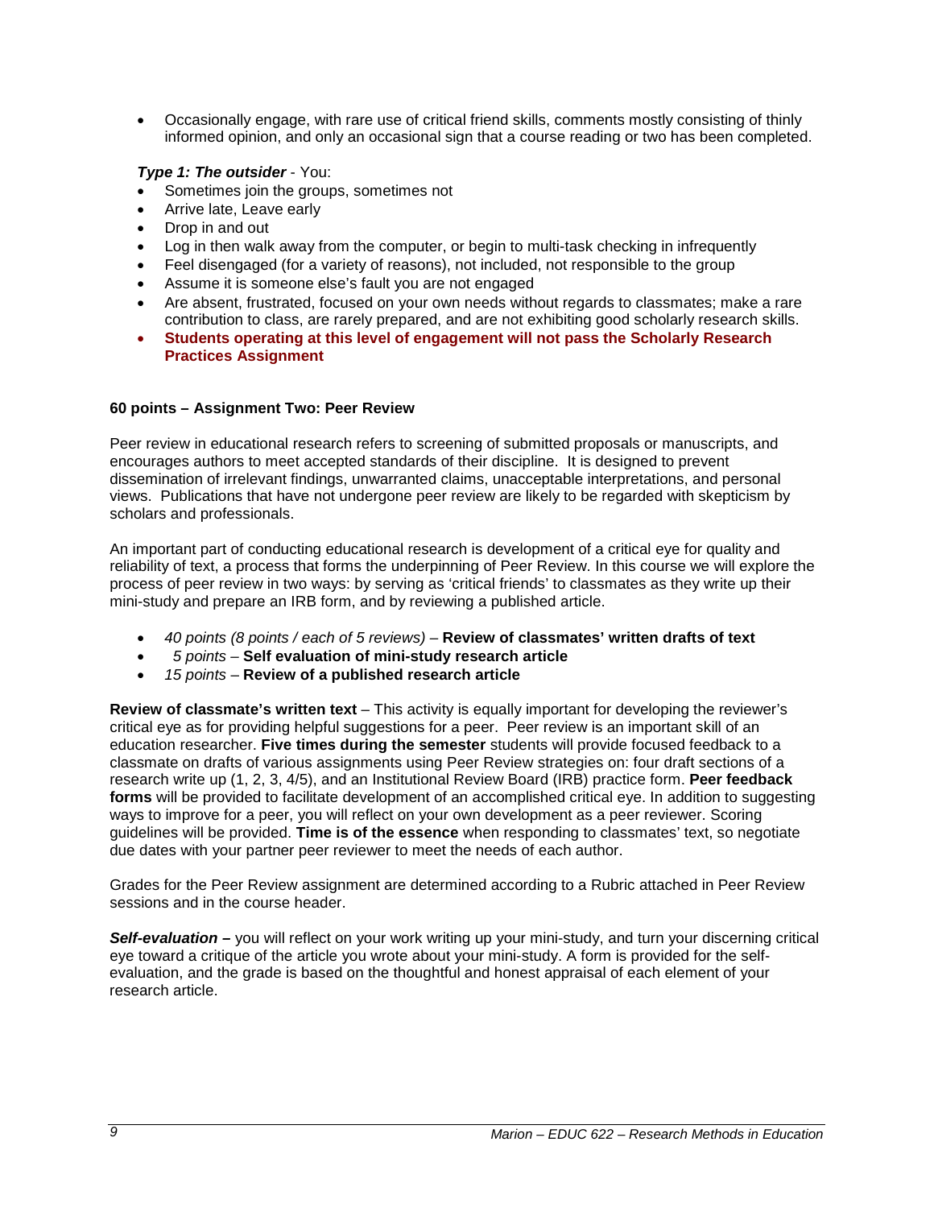- Occasionally engage, with rare use of critical friend skills, comments mostly consisting of thinly informed opinion, and only an occasional sign that a course reading or two has been completed.

***Type 1: The outsider*** - You:

- Sometimes join the groups, sometimes not
- Arrive late, Leave early
- Drop in and out
- Log in then walk away from the computer, or begin to multi-task checking in infrequently
- Feel disengaged (for a variety of reasons), not included, not responsible to the group
- Assume it is someone else's fault you are not engaged
- Are absent, frustrated, focused on your own needs without regards to classmates; make a rare contribution to class, are rarely prepared, and are not exhibiting good scholarly research skills.
- **Students operating at this level of engagement will not pass the Scholarly Research Practices Assignment**

**60 points – Assignment Two: Peer Review**

Peer review in educational research refers to screening of submitted proposals or manuscripts, and encourages authors to meet accepted standards of their discipline. It is designed to prevent dissemination of irrelevant findings, unwarranted claims, unacceptable interpretations, and personal views. Publications that have not undergone peer review are likely to be regarded with skepticism by scholars and professionals.

An important part of conducting educational research is development of a critical eye for quality and reliability of text, a process that forms the underpinning of Peer Review. In this course we will explore the process of peer review in two ways: by serving as 'critical friends' to classmates as they write up their mini-study and prepare an IRB form, and by reviewing a published article.

- *40 points (8 points / each of 5 reviews)* – **Review of classmates' written drafts of text**
- *5 points* – **Self evaluation of mini-study research article**
- *15 points* – **Review of a published research article**

**Review of classmate's written text** – This activity is equally important for developing the reviewer's critical eye as for providing helpful suggestions for a peer. Peer review is an important skill of an education researcher. **Five times during the semester** students will provide focused feedback to a classmate on drafts of various assignments using Peer Review strategies on: four draft sections of a research write up (1, 2, 3, 4/5), and an Institutional Review Board (IRB) practice form. **Peer feedback forms** will be provided to facilitate development of an accomplished critical eye. In addition to suggesting ways to improve for a peer, you will reflect on your own development as a peer reviewer. Scoring guidelines will be provided. **Time is of the essence** when responding to classmates' text, so negotiate due dates with your partner peer reviewer to meet the needs of each author.

Grades for the Peer Review assignment are determined according to a Rubric attached in Peer Review sessions and in the course header.

***Self-evaluation –*** you will reflect on your work writing up your mini-study, and turn your discerning critical eye toward a critique of the article you wrote about your mini-study. A form is provided for the self-evaluation, and the grade is based on the thoughtful and honest appraisal of each element of your research article.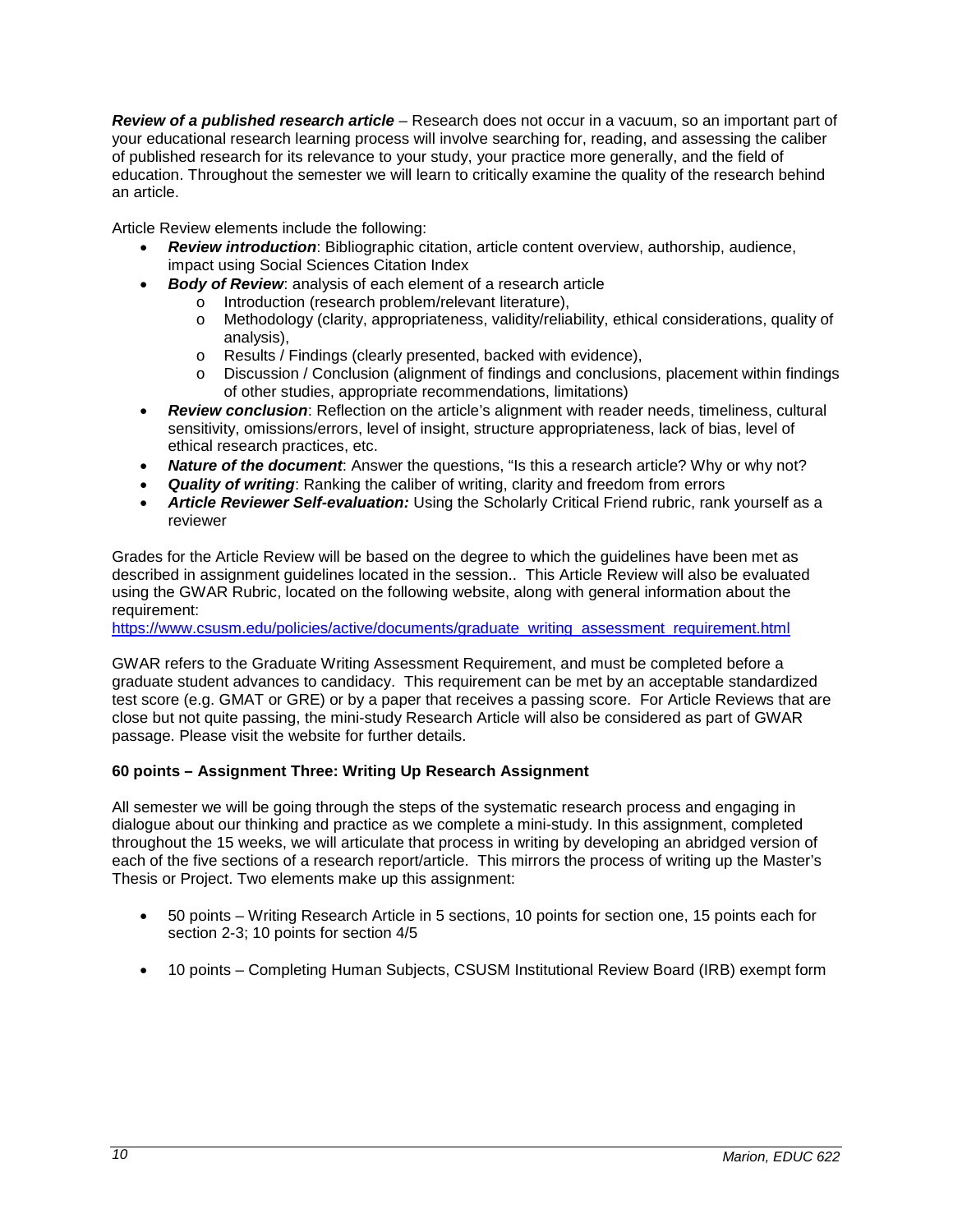***Review of a published research article*** – Research does not occur in a vacuum, so an important part of your educational research learning process will involve searching for, reading, and assessing the caliber of published research for its relevance to your study, your practice more generally, and the field of education. Throughout the semester we will learn to critically examine the quality of the research behind an article.

Article Review elements include the following:

- ***Review introduction***: Bibliographic citation, article content overview, authorship, audience, impact using Social Sciences Citation Index
- ***Body of Review***: analysis of each element of a research article
  - Introduction (research problem/relevant literature),
  - Methodology (clarity, appropriateness, validity/reliability, ethical considerations, quality of analysis),
  - Results / Findings (clearly presented, backed with evidence),
  - Discussion / Conclusion (alignment of findings and conclusions, placement within findings of other studies, appropriate recommendations, limitations)
- ***Review conclusion***: Reflection on the article's alignment with reader needs, timeliness, cultural sensitivity, omissions/errors, level of insight, structure appropriateness, lack of bias, level of ethical research practices, etc.
- ***Nature of the document***: Answer the questions, "Is this a research article? Why or why not?
- ***Quality of writing***: Ranking the caliber of writing, clarity and freedom from errors
- ***Article Reviewer Self-evaluation:*** Using the Scholarly Critical Friend rubric, rank yourself as a reviewer

Grades for the Article Review will be based on the degree to which the guidelines have been met as described in assignment guidelines located in the session.. This Article Review will also be evaluated using the GWAR Rubric, located on the following website, along with general information about the requirement:
https://www.csusm.edu/policies/active/documents/graduate_writing_assessment_requirement.html

GWAR refers to the Graduate Writing Assessment Requirement, and must be completed before a graduate student advances to candidacy. This requirement can be met by an acceptable standardized test score (e.g. GMAT or GRE) or by a paper that receives a passing score. For Article Reviews that are close but not quite passing, the mini-study Research Article will also be considered as part of GWAR passage. Please visit the website for further details.

**60 points – Assignment Three: Writing Up Research Assignment**

All semester we will be going through the steps of the systematic research process and engaging in dialogue about our thinking and practice as we complete a mini-study. In this assignment, completed throughout the 15 weeks, we will articulate that process in writing by developing an abridged version of each of the five sections of a research report/article. This mirrors the process of writing up the Master's Thesis or Project. Two elements make up this assignment:

- 50 points – Writing Research Article in 5 sections, 10 points for section one, 15 points each for section 2-3; 10 points for section 4/5

- 10 points – Completing Human Subjects, CSUSM Institutional Review Board (IRB) exempt form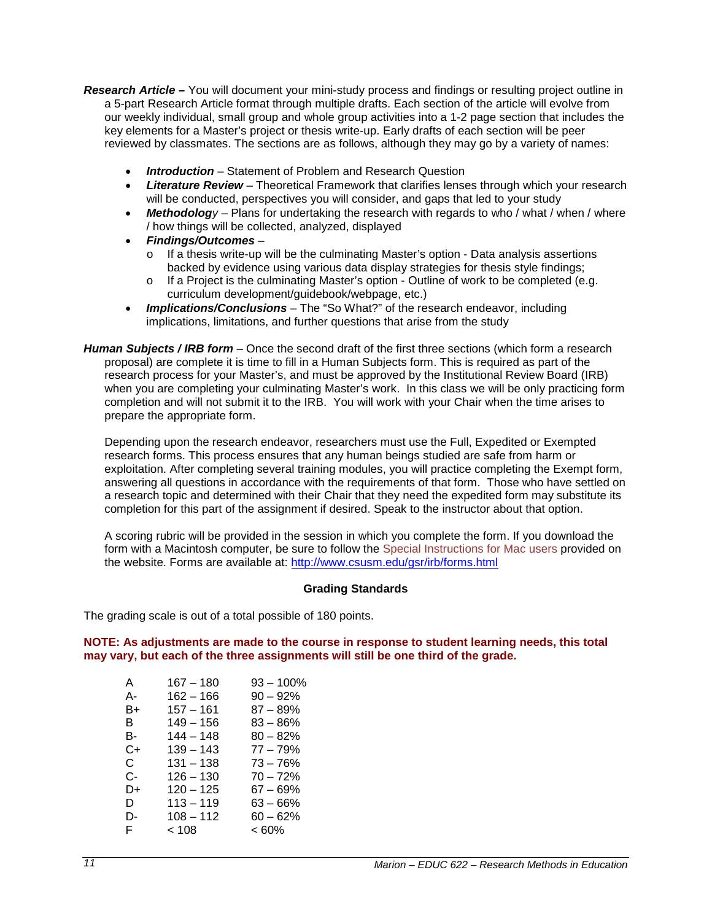***Research Article –*** You will document your mini-study process and findings or resulting project outline in a 5-part Research Article format through multiple drafts. Each section of the article will evolve from our weekly individual, small group and whole group activities into a 1-2 page section that includes the key elements for a Master's project or thesis write-up. Early drafts of each section will be peer reviewed by classmates. The sections are as follows, although they may go by a variety of names:

- ***Introduction*** – Statement of Problem and Research Question
- ***Literature Review*** – Theoretical Framework that clarifies lenses through which your research will be conducted, perspectives you will consider, and gaps that led to your study
- ***Methodology*** – Plans for undertaking the research with regards to who / what / when / where / how things will be collected, analyzed, displayed
- ***Findings/Outcomes*** –
  - o If a thesis write-up will be the culminating Master's option - Data analysis assertions backed by evidence using various data display strategies for thesis style findings;
  - o If a Project is the culminating Master's option - Outline of work to be completed (e.g. curriculum development/guidebook/webpage, etc.)
- ***Implications/Conclusions*** – The "So What?" of the research endeavor, including implications, limitations, and further questions that arise from the study

***Human Subjects / IRB form*** – Once the second draft of the first three sections (which form a research proposal) are complete it is time to fill in a Human Subjects form. This is required as part of the research process for your Master's, and must be approved by the Institutional Review Board (IRB) when you are completing your culminating Master's work. In this class we will be only practicing form completion and will not submit it to the IRB. You will work with your Chair when the time arises to prepare the appropriate form.

Depending upon the research endeavor, researchers must use the Full, Expedited or Exempted research forms. This process ensures that any human beings studied are safe from harm or exploitation. After completing several training modules, you will practice completing the Exempt form, answering all questions in accordance with the requirements of that form. Those who have settled on a research topic and determined with their Chair that they need the expedited form may substitute its completion for this part of the assignment if desired. Speak to the instructor about that option.

A scoring rubric will be provided in the session in which you complete the form. If you download the form with a Macintosh computer, be sure to follow the Special Instructions for Mac users provided on the website. Forms are available at: http://www.csusm.edu/gsr/irb/forms.html

## Grading Standards

The grading scale is out of a total possible of 180 points.

**NOTE: As adjustments are made to the course in response to student learning needs, this total may vary, but each of the three assignments will still be one third of the grade.**

| Grade | Points | Percent |
|---|---|---|
| A | 167 – 180 | 93 – 100% |
| A- | 162 – 166 | 90 – 92% |
| B+ | 157 – 161 | 87 – 89% |
| B | 149 – 156 | 83 – 86% |
| B- | 144 – 148 | 80 – 82% |
| C+ | 139 – 143 | 77 – 79% |
| C | 131 – 138 | 73 – 76% |
| C- | 126 – 130 | 70 – 72% |
| D+ | 120 – 125 | 67 – 69% |
| D | 113 – 119 | 63 – 66% |
| D- | 108 – 112 | 60 – 62% |
| F | < 108 | < 60% |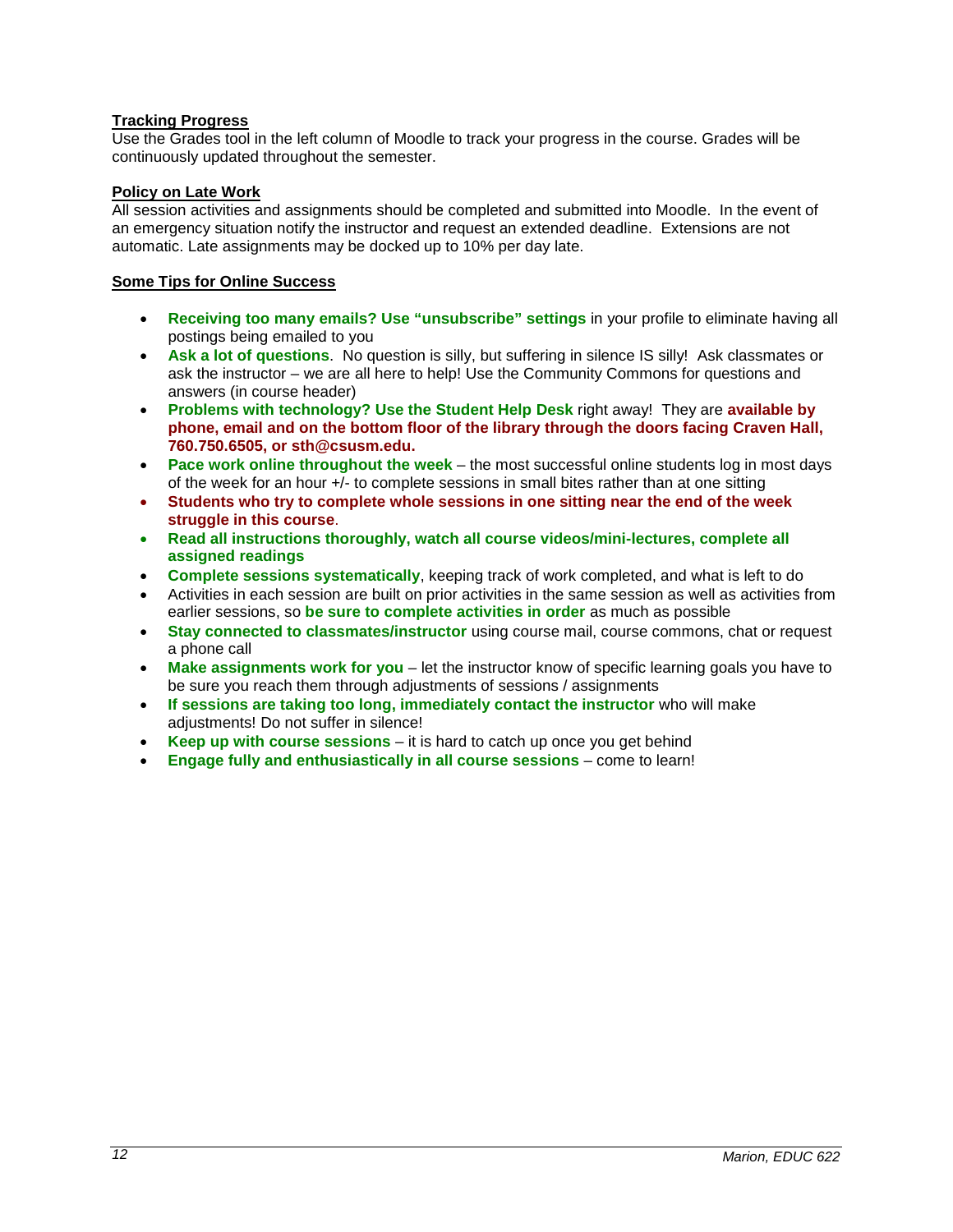### Tracking Progress

Use the Grades tool in the left column of Moodle to track your progress in the course. Grades will be continuously updated throughout the semester.

### Policy on Late Work

All session activities and assignments should be completed and submitted into Moodle. In the event of an emergency situation notify the instructor and request an extended deadline. Extensions are not automatic. Late assignments may be docked up to 10% per day late.

### Some Tips for Online Success

- **Receiving too many emails? Use "unsubscribe" settings** in your profile to eliminate having all postings being emailed to you
- **Ask a lot of questions**. No question is silly, but suffering in silence IS silly! Ask classmates or ask the instructor – we are all here to help! Use the Community Commons for questions and answers (in course header)
- **Problems with technology? Use the Student Help Desk** right away! They are **available by phone, email and on the bottom floor of the library through the doors facing Craven Hall, 760.750.6505, or sth@csusm.edu.**
- **Pace work online throughout the week** – the most successful online students log in most days of the week for an hour +/- to complete sessions in small bites rather than at one sitting
- **Students who try to complete whole sessions in one sitting near the end of the week struggle in this course**.
- **Read all instructions thoroughly, watch all course videos/mini-lectures, complete all assigned readings**
- **Complete sessions systematically**, keeping track of work completed, and what is left to do
- Activities in each session are built on prior activities in the same session as well as activities from earlier sessions, so **be sure to complete activities in order** as much as possible
- **Stay connected to classmates/instructor** using course mail, course commons, chat or request a phone call
- **Make assignments work for you** – let the instructor know of specific learning goals you have to be sure you reach them through adjustments of sessions / assignments
- **If sessions are taking too long, immediately contact the instructor** who will make adjustments! Do not suffer in silence!
- **Keep up with course sessions** – it is hard to catch up once you get behind
- **Engage fully and enthusiastically in all course sessions** – come to learn!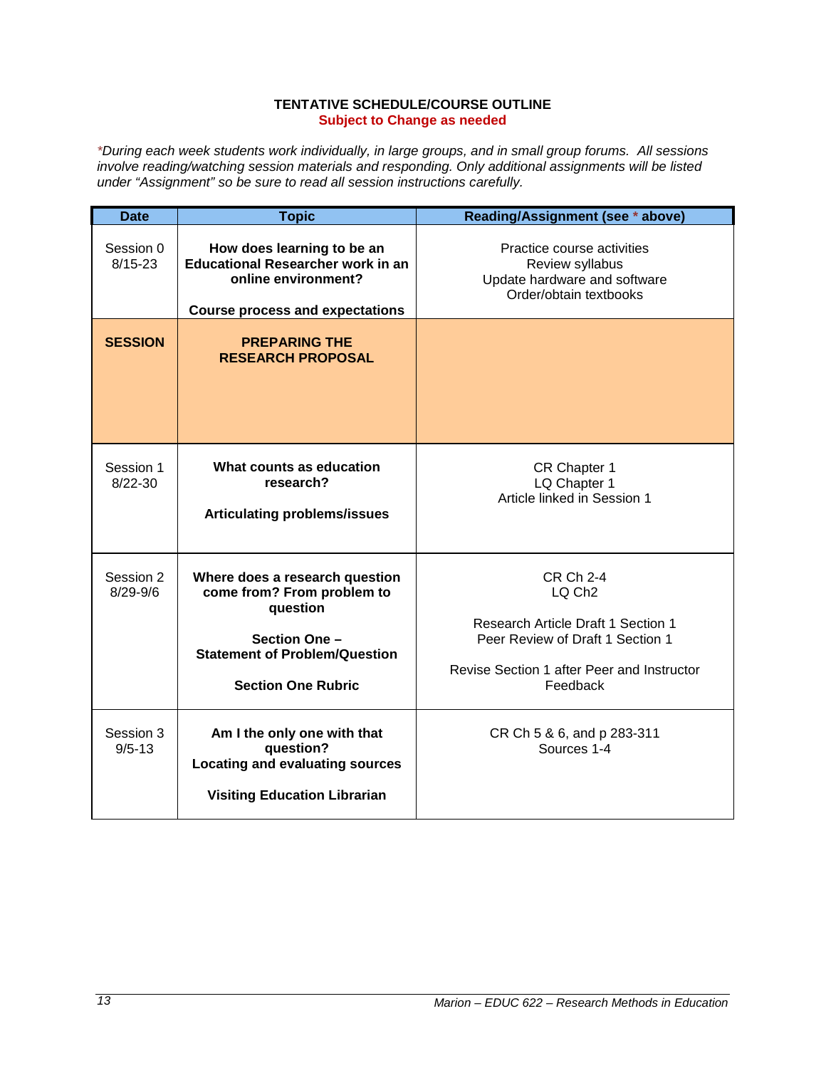**TENTATIVE SCHEDULE/COURSE OUTLINE**
**Subject to Change as needed**

*\*During each week students work individually, in large groups, and in small group forums. All sessions involve reading/watching session materials and responding. Only additional assignments will be listed under "Assignment" so be sure to read all session instructions carefully.*

| Date | Topic | Reading/Assignment (see * above) |
|---|---|---|
| Session 0<br>8/15-23 | **How does learning to be an Educational Researcher work in an online environment?**<br><br>**Course process and expectations** | Practice course activities<br>Review syllabus<br>Update hardware and software<br>Order/obtain textbooks |
| **SESSION** | **PREPARING THE RESEARCH PROPOSAL** | |
| Session 1<br>8/22-30 | **What counts as education research?**<br><br>**Articulating problems/issues** | CR Chapter 1<br>LQ Chapter 1<br>Article linked in Session 1 |
| Session 2<br>8/29-9/6 | **Where does a research question come from? From problem to question**<br><br>**Section One – Statement of Problem/Question**<br><br>**Section One Rubric** | CR Ch 2-4<br>LQ Ch2<br><br>Research Article Draft 1 Section 1<br>Peer Review of Draft 1 Section 1<br><br>Revise Section 1 after Peer and Instructor Feedback |
| Session 3<br>9/5-13 | **Am I the only one with that question?**<br>**Locating and evaluating sources**<br><br>**Visiting Education Librarian** | CR Ch 5 & 6, and p 283-311<br>Sources 1-4 |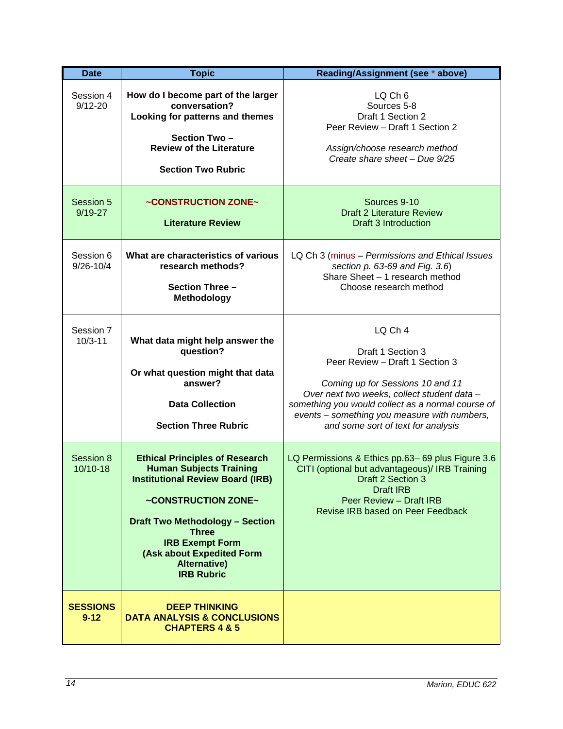| Date | Topic | Reading/Assignment (see * above) |
|---|---|---|
| Session 4<br>9/12-20 | **How do I become part of the larger conversation?**<br>**Looking for patterns and themes**<br><br>**Section Two – Review of the Literature**<br><br>**Section Two Rubric** | LQ Ch 6<br>Sources 5-8<br>Draft 1 Section 2<br>Peer Review – Draft 1 Section 2<br><br>*Assign/choose research method*<br>*Create share sheet – Due 9/25* |
| Session 5<br>9/19-27 | **~CONSTRUCTION ZONE~**<br><br>**Literature Review** | Sources 9-10<br>Draft 2 Literature Review<br>Draft 3 Introduction |
| Session 6<br>9/26-10/4 | **What are characteristics of various research methods?**<br><br>**Section Three – Methodology** | LQ Ch 3 (minus – *Permissions and Ethical Issues section p. 63-69 and Fig. 3.6*)<br>Share Sheet – 1 research method<br>Choose research method |
| Session 7<br>10/3-11 | **What data might help answer the question?**<br><br>**Or what question might that data answer?**<br><br>**Data Collection**<br><br>**Section Three Rubric** | LQ Ch 4<br><br>Draft 1 Section 3<br>Peer Review – Draft 1 Section 3<br><br>*Coming up for Sessions 10 and 11*<br>*Over next two weeks, collect student data – something you would collect as a normal course of events – something you measure with numbers, and some sort of text for analysis* |
| Session 8<br>10/10-18 | **Ethical Principles of Research**<br>**Human Subjects Training**<br>**Institutional Review Board (IRB)**<br><br>**~CONSTRUCTION ZONE~**<br><br>**Draft Two Methodology – Section Three**<br>**IRB Exempt Form**<br>**(Ask about Expedited Form Alternative)**<br>**IRB Rubric** | LQ Permissions & Ethics pp.63– 69 plus Figure 3.6<br>CITI (optional but advantageous)/ IRB Training<br>Draft 2 Section 3<br>Draft IRB<br>Peer Review – Draft IRB<br>Revise IRB based on Peer Feedback |
| **SESSIONS 9-12** | **DEEP THINKING**<br>**DATA ANALYSIS & CONCLUSIONS**<br>**CHAPTERS 4 & 5** | |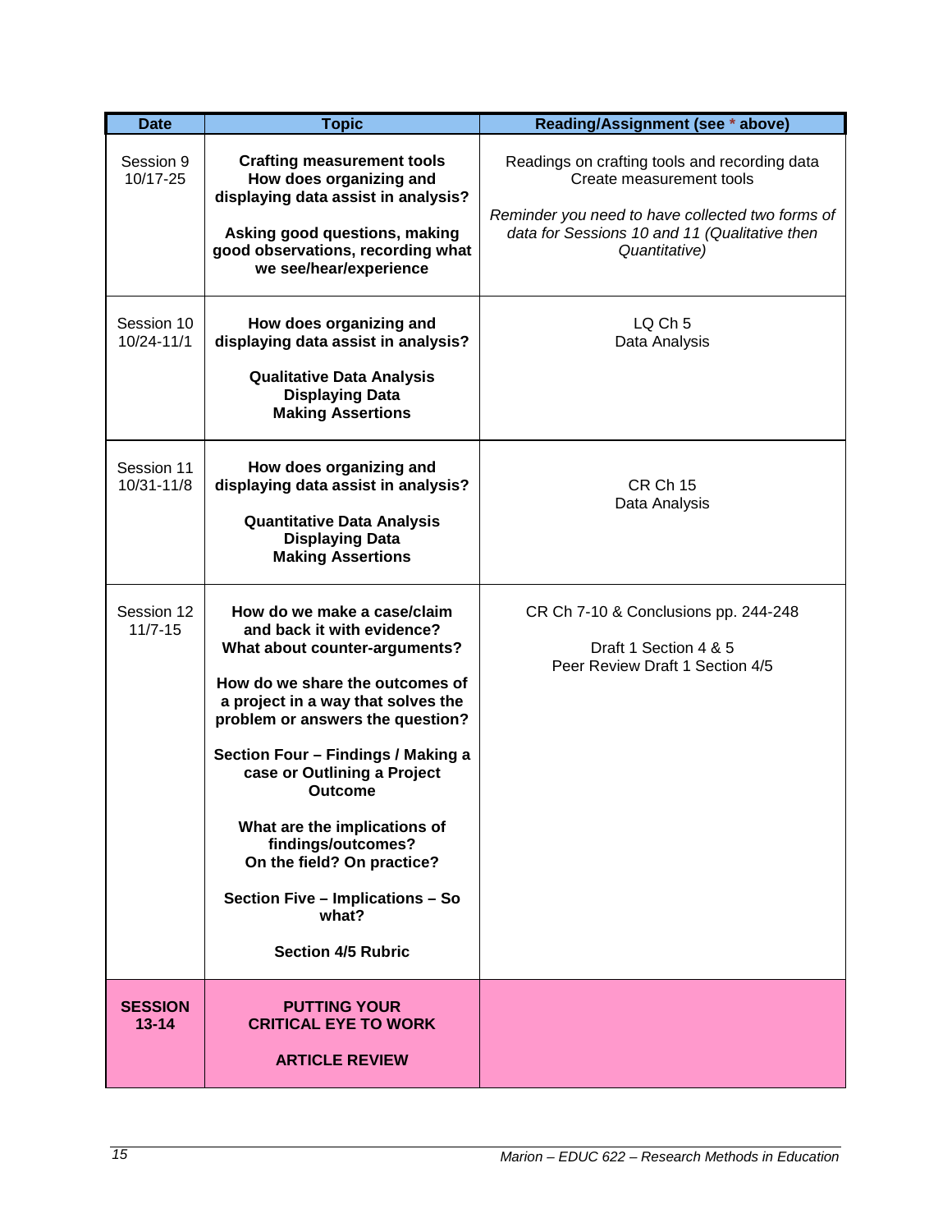| Date | Topic | Reading/Assignment (see * above) |
| --- | --- | --- |
| Session 9<br>10/17-25 | **Crafting measurement tools**<br>**How does organizing and displaying data assist in analysis?**<br><br>**Asking good questions, making good observations, recording what we see/hear/experience** | Readings on crafting tools and recording data<br>Create measurement tools<br><br>*Reminder you need to have collected two forms of data for Sessions 10 and 11 (Qualitative then Quantitative)* |
| Session 10<br>10/24-11/1 | **How does organizing and displaying data assist in analysis?**<br><br>**Qualitative Data Analysis**<br>**Displaying Data**<br>**Making Assertions** | LQ Ch 5<br>Data Analysis |
| Session 11<br>10/31-11/8 | **How does organizing and displaying data assist in analysis?**<br><br>**Quantitative Data Analysis**<br>**Displaying Data**<br>**Making Assertions** | CR Ch 15<br>Data Analysis |
| Session 12<br>11/7-15 | **How do we make a case/claim and back it with evidence?**<br>**What about counter-arguments?**<br><br>**How do we share the outcomes of a project in a way that solves the problem or answers the question?**<br><br>**Section Four – Findings / Making a case or Outlining a Project Outcome**<br><br>**What are the implications of findings/outcomes?**<br>**On the field? On practice?**<br><br>**Section Five – Implications – So what?**<br><br>**Section 4/5 Rubric** | CR Ch 7-10 & Conclusions pp. 244-248<br><br>Draft 1 Section 4 & 5<br>Peer Review Draft 1 Section 4/5 |
| **SESSION 13-14** | **PUTTING YOUR CRITICAL EYE TO WORK**<br><br>**ARTICLE REVIEW** | |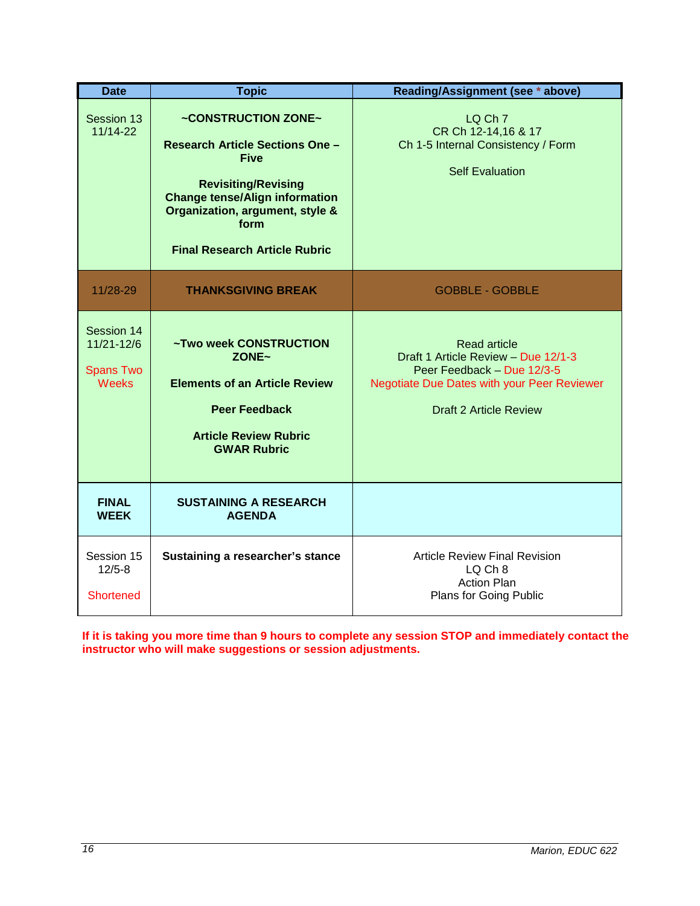| Date | Topic | Reading/Assignment (see * above) |
| --- | --- | --- |
| Session 13<br>11/14-22 | **~CONSTRUCTION ZONE~**<br><br>**Research Article Sections One – Five**<br><br>**Revisiting/Revising**<br>**Change tense/Align information**<br>**Organization, argument, style & form**<br><br>**Final Research Article Rubric** | LQ Ch 7<br>CR Ch 12-14,16 & 17<br>Ch 1-5 Internal Consistency / Form<br><br>Self Evaluation |
| 11/28-29 | **THANKSGIVING BREAK** | GOBBLE - GOBBLE |
| Session 14<br>11/21-12/6<br><br>Spans Two Weeks | **~Two week CONSTRUCTION ZONE~**<br><br>**Elements of an Article Review**<br><br>**Peer Feedback**<br><br>**Article Review Rubric**<br>**GWAR Rubric** | Read article<br>Draft 1 Article Review – Due 12/1-3<br>Peer Feedback – Due 12/3-5<br>Negotiate Due Dates with your Peer Reviewer<br><br>Draft 2 Article Review |
| **FINAL WEEK** | **SUSTAINING A RESEARCH AGENDA** | |
| Session 15<br>12/5-8<br><br>Shortened | **Sustaining a researcher's stance** | Article Review Final Revision<br>LQ Ch 8<br>Action Plan<br>Plans for Going Public |

**If it is taking you more time than 9 hours to complete any session STOP and immediately contact the instructor who will make suggestions or session adjustments.**